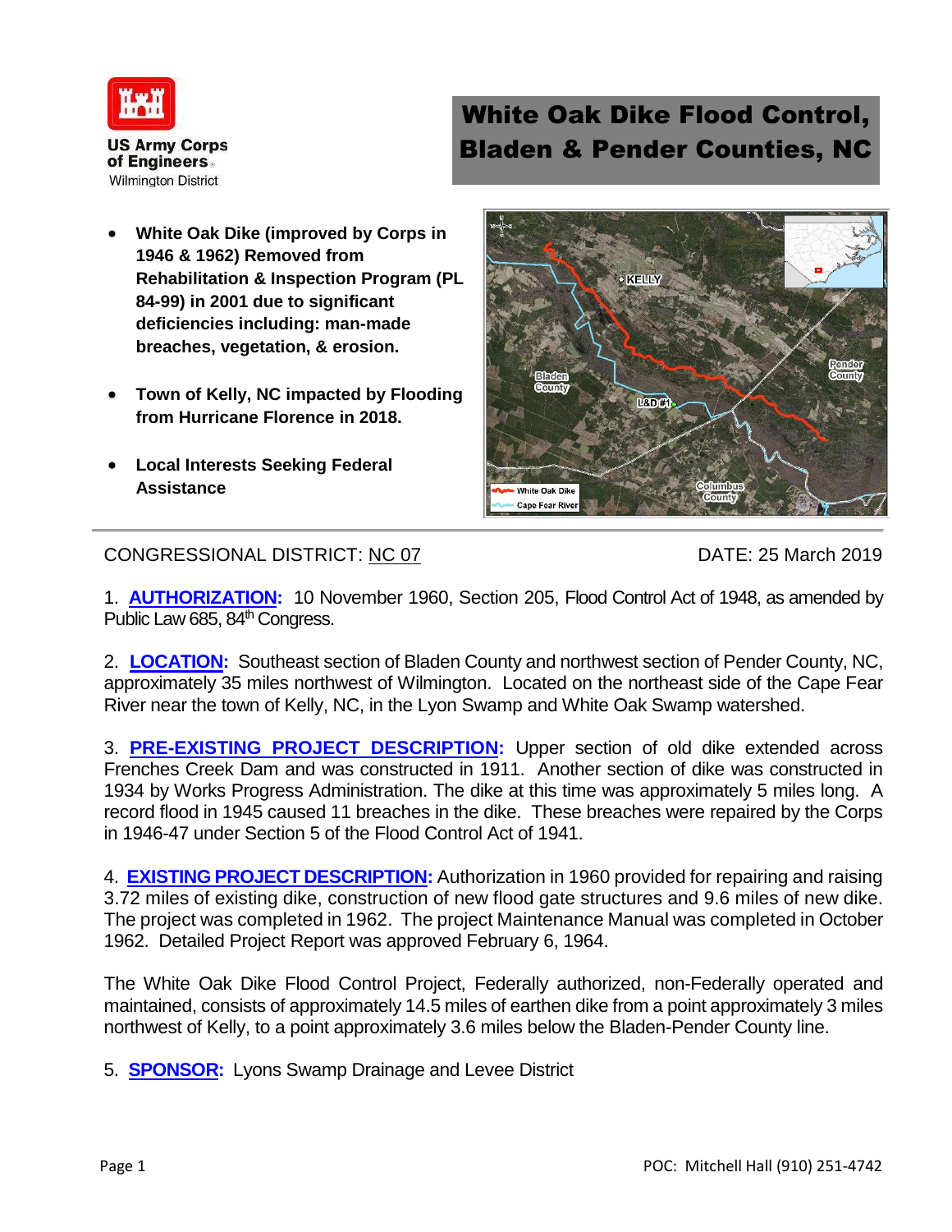US Army Corps of Engineers
Wilmington District

# White Oak Dike Flood Control, Bladen & Pender Counties, NC

- **White Oak Dike (improved by Corps in 1946 & 1962) Removed from Rehabilitation & Inspection Program (PL 84-99) in 2001 due to significant deficiencies including: man-made breaches, vegetation, & erosion.**
- **Town of Kelly, NC impacted by Flooding from Hurricane Florence in 2018.**
- **Local Interests Seeking Federal Assistance**

CONGRESSIONAL DISTRICT: NC 07

DATE: 25 March 2019

1. **AUTHORIZATION:** 10 November 1960, Section 205, Flood Control Act of 1948, as amended by Public Law 685, 84th Congress.

2. **LOCATION:** Southeast section of Bladen County and northwest section of Pender County, NC, approximately 35 miles northwest of Wilmington. Located on the northeast side of the Cape Fear River near the town of Kelly, NC, in the Lyon Swamp and White Oak Swamp watershed.

3. **PRE-EXISTING PROJECT DESCRIPTION:** Upper section of old dike extended across Frenches Creek Dam and was constructed in 1911. Another section of dike was constructed in 1934 by Works Progress Administration. The dike at this time was approximately 5 miles long. A record flood in 1945 caused 11 breaches in the dike. These breaches were repaired by the Corps in 1946-47 under Section 5 of the Flood Control Act of 1941.

4. **EXISTING PROJECT DESCRIPTION:** Authorization in 1960 provided for repairing and raising 3.72 miles of existing dike, construction of new flood gate structures and 9.6 miles of new dike. The project was completed in 1962. The project Maintenance Manual was completed in October 1962. Detailed Project Report was approved February 6, 1964.

The White Oak Dike Flood Control Project, Federally authorized, non-Federally operated and maintained, consists of approximately 14.5 miles of earthen dike from a point approximately 3 miles northwest of Kelly, to a point approximately 3.6 miles below the Bladen-Pender County line.

5. **SPONSOR:** Lyons Swamp Drainage and Levee District

POC: Mitchell Hall (910) 251-4742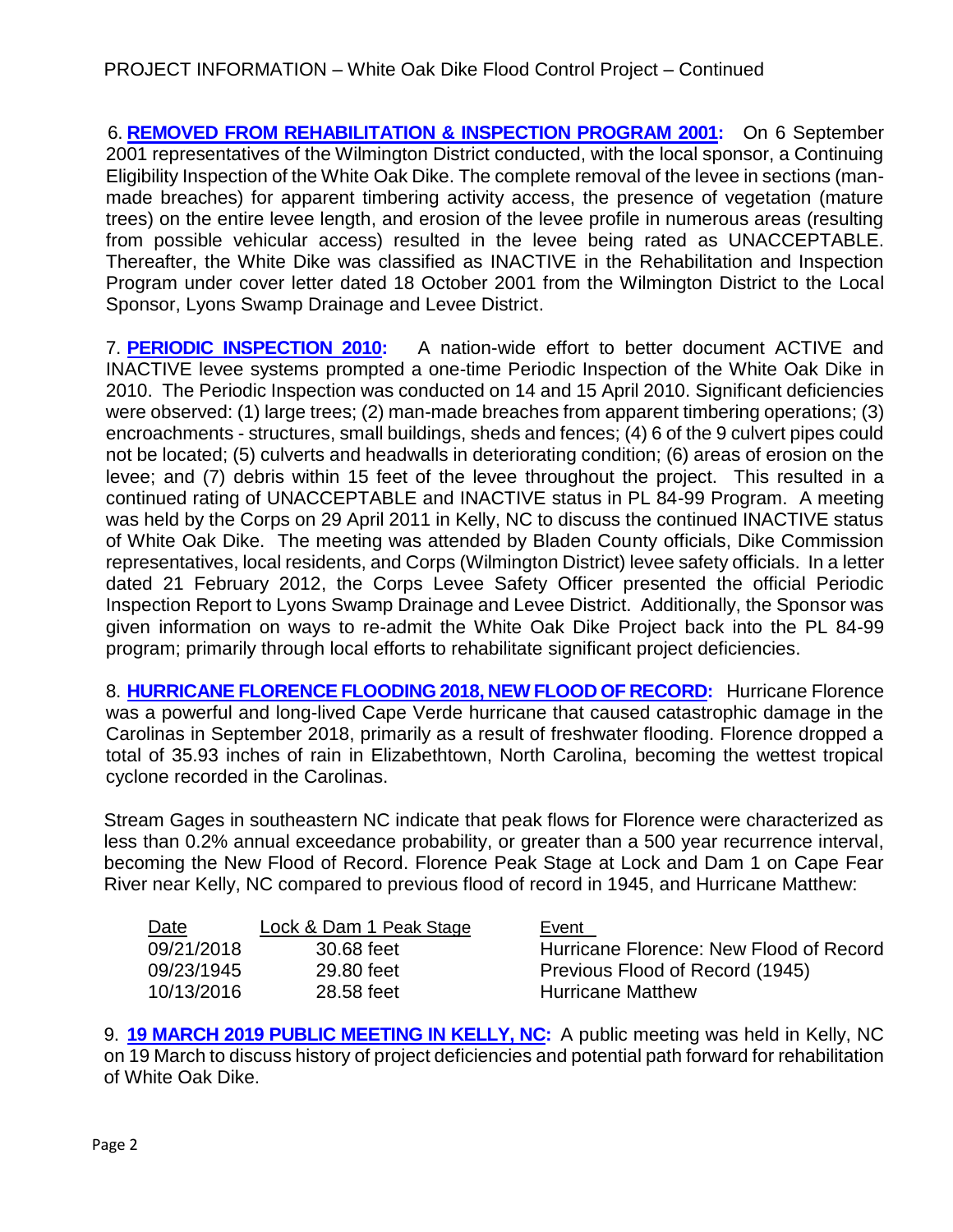PROJECT INFORMATION – White Oak Dike Flood Control Project – Continued

6. **REMOVED FROM REHABILITATION & INSPECTION PROGRAM 2001:** On 6 September 2001 representatives of the Wilmington District conducted, with the local sponsor, a Continuing Eligibility Inspection of the White Oak Dike. The complete removal of the levee in sections (man-made breaches) for apparent timbering activity access, the presence of vegetation (mature trees) on the entire levee length, and erosion of the levee profile in numerous areas (resulting from possible vehicular access) resulted in the levee being rated as UNACCEPTABLE. Thereafter, the White Dike was classified as INACTIVE in the Rehabilitation and Inspection Program under cover letter dated 18 October 2001 from the Wilmington District to the Local Sponsor, Lyons Swamp Drainage and Levee District.

7. **PERIODIC INSPECTION 2010:** A nation-wide effort to better document ACTIVE and INACTIVE levee systems prompted a one-time Periodic Inspection of the White Oak Dike in 2010. The Periodic Inspection was conducted on 14 and 15 April 2010. Significant deficiencies were observed: (1) large trees; (2) man-made breaches from apparent timbering operations; (3) encroachments - structures, small buildings, sheds and fences; (4) 6 of the 9 culvert pipes could not be located; (5) culverts and headwalls in deteriorating condition; (6) areas of erosion on the levee; and (7) debris within 15 feet of the levee throughout the project. This resulted in a continued rating of UNACCEPTABLE and INACTIVE status in PL 84-99 Program. A meeting was held by the Corps on 29 April 2011 in Kelly, NC to discuss the continued INACTIVE status of White Oak Dike. The meeting was attended by Bladen County officials, Dike Commission representatives, local residents, and Corps (Wilmington District) levee safety officials. In a letter dated 21 February 2012, the Corps Levee Safety Officer presented the official Periodic Inspection Report to Lyons Swamp Drainage and Levee District. Additionally, the Sponsor was given information on ways to re-admit the White Oak Dike Project back into the PL 84-99 program; primarily through local efforts to rehabilitate significant project deficiencies.

8. **HURRICANE FLORENCE FLOODING 2018, NEW FLOOD OF RECORD:** Hurricane Florence was a powerful and long-lived Cape Verde hurricane that caused catastrophic damage in the Carolinas in September 2018, primarily as a result of freshwater flooding. Florence dropped a total of 35.93 inches of rain in Elizabethtown, North Carolina, becoming the wettest tropical cyclone recorded in the Carolinas.

Stream Gages in southeastern NC indicate that peak flows for Florence were characterized as less than 0.2% annual exceedance probability, or greater than a 500 year recurrence interval, becoming the New Flood of Record. Florence Peak Stage at Lock and Dam 1 on Cape Fear River near Kelly, NC compared to previous flood of record in 1945, and Hurricane Matthew:

| Date | Lock & Dam 1 Peak Stage | Event |
|---|---|---|
| 09/21/2018 | 30.68 feet | Hurricane Florence: New Flood of Record |
| 09/23/1945 | 29.80 feet | Previous Flood of Record (1945) |
| 10/13/2016 | 28.58 feet | Hurricane Matthew |

9. **19 MARCH 2019 PUBLIC MEETING IN KELLY, NC:** A public meeting was held in Kelly, NC on 19 March to discuss history of project deficiencies and potential path forward for rehabilitation of White Oak Dike.